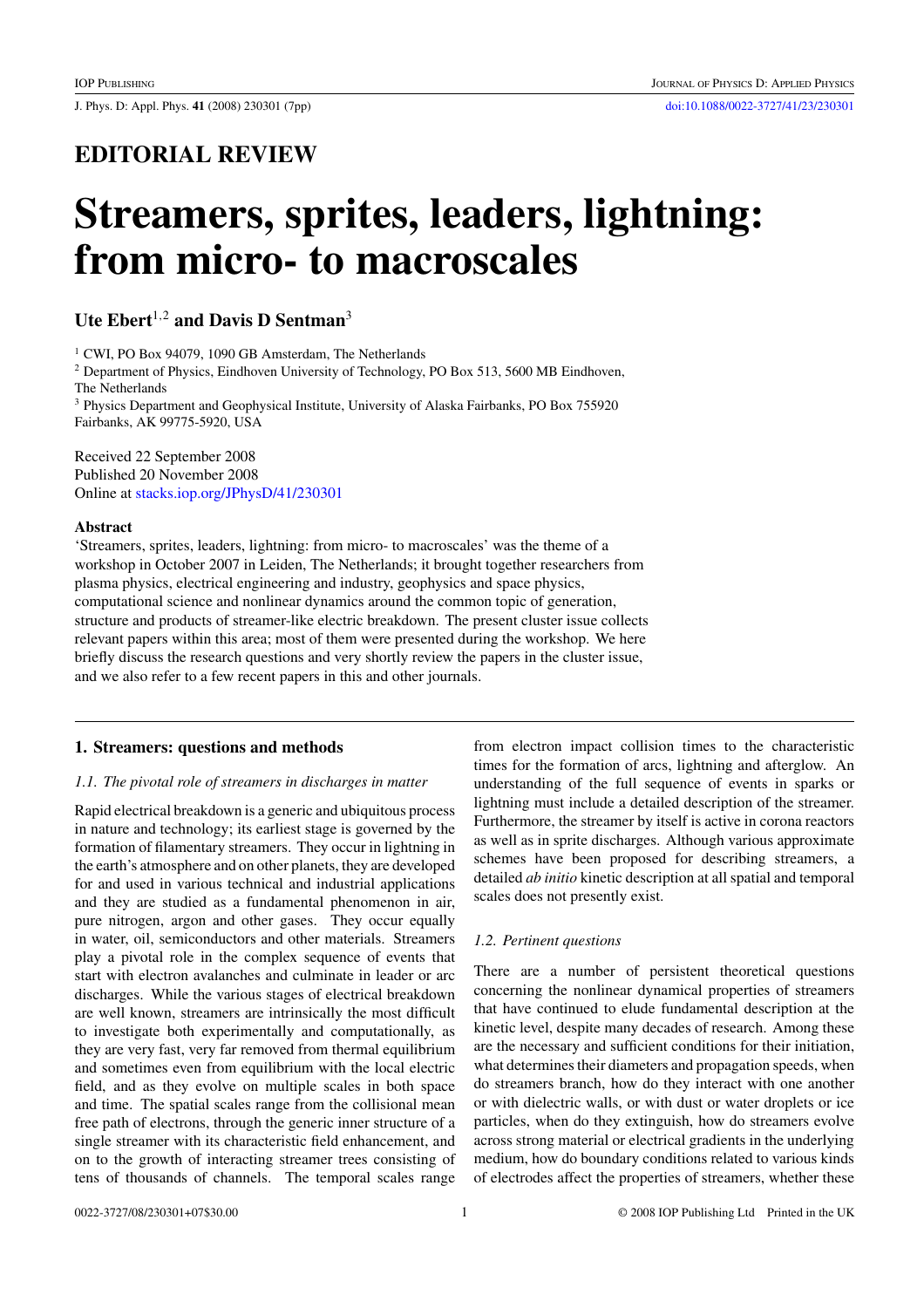EDITORIAL REVIEW

# Streamers, sprites, leaders, lightning: from micro- to macroscales

**Ute Ebert**[1,2] **and Davis D Sentman**[3]

[1] CWI, PO Box 94079, 1090 GB Amsterdam, The Netherlands
[2] Department of Physics, Eindhoven University of Technology, PO Box 513, 5600 MB Eindhoven, The Netherlands
[3] Physics Department and Geophysical Institute, University of Alaska Fairbanks, PO Box 755920 Fairbanks, AK 99775-5920, USA

Received 22 September 2008
Published 20 November 2008
Online at stacks.iop.org/JPhysD/41/230301

### Abstract

'Streamers, sprites, leaders, lightning: from micro- to macroscales' was the theme of a workshop in October 2007 in Leiden, The Netherlands; it brought together researchers from plasma physics, electrical engineering and industry, geophysics and space physics, computational science and nonlinear dynamics around the common topic of generation, structure and products of streamer-like electric breakdown. The present cluster issue collects relevant papers within this area; most of them were presented during the workshop. We here briefly discuss the research questions and very shortly review the papers in the cluster issue, and we also refer to a few recent papers in this and other journals.

## 1. Streamers: questions and methods

### *1.1. The pivotal role of streamers in discharges in matter*

Rapid electrical breakdown is a generic and ubiquitous process in nature and technology; its earliest stage is governed by the formation of filamentary streamers. They occur in lightning in the earth's atmosphere and on other planets, they are developed for and used in various technical and industrial applications and they are studied as a fundamental phenomenon in air, pure nitrogen, argon and other gases. They occur equally in water, oil, semiconductors and other materials. Streamers play a pivotal role in the complex sequence of events that start with electron avalanches and culminate in leader or arc discharges. While the various stages of electrical breakdown are well known, streamers are intrinsically the most difficult to investigate both experimentally and computationally, as they are very fast, very far removed from thermal equilibrium and sometimes even from equilibrium with the local electric field, and as they evolve on multiple scales in both space and time. The spatial scales range from the collisional mean free path of electrons, through the generic inner structure of a single streamer with its characteristic field enhancement, and on to the growth of interacting streamer trees consisting of tens of thousands of channels. The temporal scales range from electron impact collision times to the characteristic times for the formation of arcs, lightning and afterglow. An understanding of the full sequence of events in sparks or lightning must include a detailed description of the streamer. Furthermore, the streamer by itself is active in corona reactors as well as in sprite discharges. Although various approximate schemes have been proposed for describing streamers, a detailed *ab initio* kinetic description at all spatial and temporal scales does not presently exist.

### *1.2. Pertinent questions*

There are a number of persistent theoretical questions concerning the nonlinear dynamical properties of streamers that have continued to elude fundamental description at the kinetic level, despite many decades of research. Among these are the necessary and sufficient conditions for their initiation, what determines their diameters and propagation speeds, when do streamers branch, how do they interact with one another or with dielectric walls, or with dust or water droplets or ice particles, when do they extinguish, how do streamers evolve across strong material or electrical gradients in the underlying medium, how do boundary conditions related to various kinds of electrodes affect the properties of streamers, whether these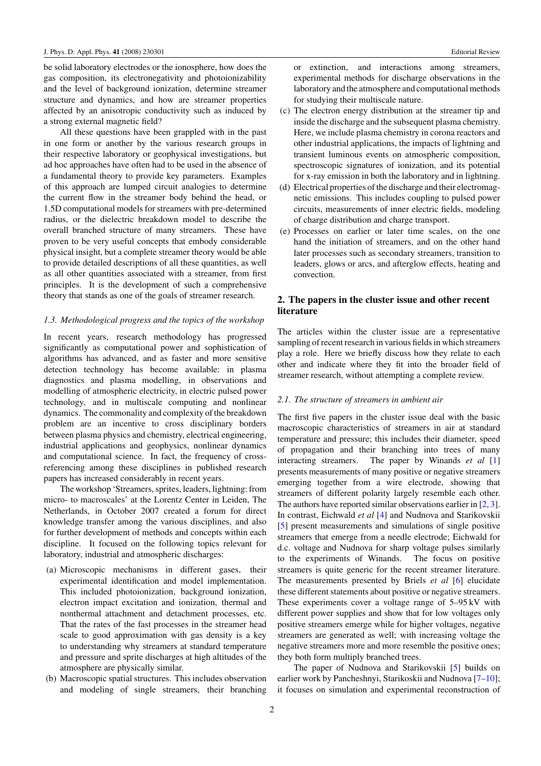be solid laboratory electrodes or the ionosphere, how does the gas composition, its electronegativity and photoionizability and the level of background ionization, determine streamer structure and dynamics, and how are streamer properties affected by an anisotropic conductivity such as induced by a strong external magnetic field?

All these questions have been grappled with in the past in one form or another by the various research groups in their respective laboratory or geophysical investigations, but ad hoc approaches have often had to be used in the absence of a fundamental theory to provide key parameters. Examples of this approach are lumped circuit analogies to determine the current flow in the streamer body behind the head, or 1.5D computational models for streamers with pre-determined radius, or the dielectric breakdown model to describe the overall branched structure of many streamers. These have proven to be very useful concepts that embody considerable physical insight, but a complete streamer theory would be able to provide detailed descriptions of all these quantities, as well as all other quantities associated with a streamer, from first principles. It is the development of such a comprehensive theory that stands as one of the goals of streamer research.

### *1.3. Methodological progress and the topics of the workshop*

In recent years, research methodology has progressed significantly as computational power and sophistication of algorithms has advanced, and as faster and more sensitive detection technology has become available: in plasma diagnostics and plasma modelling, in observations and modelling of atmospheric electricity, in electric pulsed power technology, and in multiscale computing and nonlinear dynamics. The commonality and complexity of the breakdown problem are an incentive to cross disciplinary borders between plasma physics and chemistry, electrical engineering, industrial applications and geophysics, nonlinear dynamics and computational science. In fact, the frequency of cross-referencing among these disciplines in published research papers has increased considerably in recent years.

The workshop 'Streamers, sprites, leaders, lightning: from micro- to macroscales' at the Lorentz Center in Leiden, The Netherlands, in October 2007 created a forum for direct knowledge transfer among the various disciplines, and also for further development of methods and concepts within each discipline. It focused on the following topics relevant for laboratory, industrial and atmospheric discharges:

(a) Microscopic mechanisms in different gases, their experimental identification and model implementation. This included photoionization, background ionization, electron impact excitation and ionization, thermal and nonthermal attachment and detachment processes, etc. That the rates of the fast processes in the streamer head scale to good approximation with gas density is a key to understanding why streamers at standard temperature and pressure and sprite discharges at high altitudes of the atmosphere are physically similar.

(b) Macroscopic spatial structures. This includes observation and modeling of single streamers, their branching or extinction, and interactions among streamers, experimental methods for discharge observations in the laboratory and the atmosphere and computational methods for studying their multiscale nature.

(c) The electron energy distribution at the streamer tip and inside the discharge and the subsequent plasma chemistry. Here, we include plasma chemistry in corona reactors and other industrial applications, the impacts of lightning and transient luminous events on atmospheric composition, spectroscopic signatures of ionization, and its potential for x-ray emission in both the laboratory and in lightning.

(d) Electrical properties of the discharge and their electromagnetic emissions. This includes coupling to pulsed power circuits, measurements of inner electric fields, modeling of charge distribution and charge transport.

(e) Processes on earlier or later time scales, on the one hand the initiation of streamers, and on the other hand later processes such as secondary streamers, transition to leaders, glows or arcs, and afterglow effects, heating and convection.

## 2. The papers in the cluster issue and other recent literature

The articles within the cluster issue are a representative sampling of recent research in various fields in which streamers play a role. Here we briefly discuss how they relate to each other and indicate where they fit into the broader field of streamer research, without attempting a complete review.

### *2.1. The structure of streamers in ambient air*

The first five papers in the cluster issue deal with the basic macroscopic characteristics of streamers in air at standard temperature and pressure; this includes their diameter, speed of propagation and their branching into trees of many interacting streamers. The paper by Winands *et al* [1] presents measurements of many positive or negative streamers emerging together from a wire electrode, showing that streamers of different polarity largely resemble each other. The authors have reported similar observations earlier in [2, 3]. In contrast, Eichwald *et al* [4] and Nudnova and Starikovskii [5] present measurements and simulations of single positive streamers that emerge from a needle electrode; Eichwald for d.c. voltage and Nudnova for sharp voltage pulses similarly to the experiments of Winands. The focus on positive streamers is quite generic for the recent streamer literature. The measurements presented by Briels *et al* [6] elucidate these different statements about positive or negative streamers. These experiments cover a voltage range of 5–95 kV with different power supplies and show that for low voltages only positive streamers emerge while for higher voltages, negative streamers are generated as well; with increasing voltage the negative streamers more and more resemble the positive ones; they both form multiply branched trees.

The paper of Nudnova and Starikovskii [5] builds on earlier work by Pancheshnyi, Starikoskii and Nudnova [7–10]; it focuses on simulation and experimental reconstruction of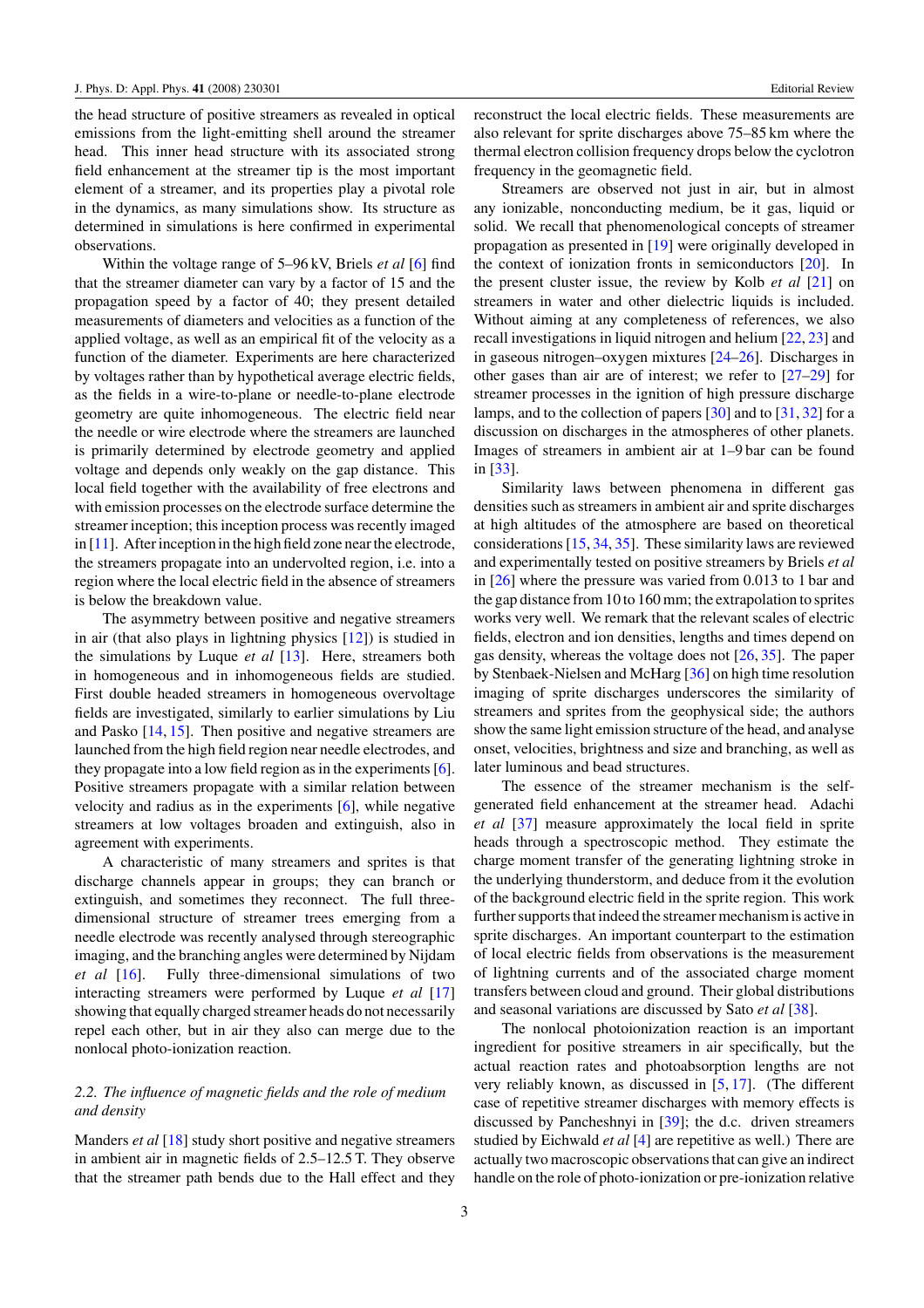the head structure of positive streamers as revealed in optical emissions from the light-emitting shell around the streamer head. This inner head structure with its associated strong field enhancement at the streamer tip is the most important element of a streamer, and its properties play a pivotal role in the dynamics, as many simulations show. Its structure as determined in simulations is here confirmed in experimental observations.

Within the voltage range of 5–96 kV, Briels *et al* [6] find that the streamer diameter can vary by a factor of 15 and the propagation speed by a factor of 40; they present detailed measurements of diameters and velocities as a function of the applied voltage, as well as an empirical fit of the velocity as a function of the diameter. Experiments are here characterized by voltages rather than by hypothetical average electric fields, as the fields in a wire-to-plane or needle-to-plane electrode geometry are quite inhomogeneous. The electric field near the needle or wire electrode where the streamers are launched is primarily determined by electrode geometry and applied voltage and depends only weakly on the gap distance. This local field together with the availability of free electrons and with emission processes on the electrode surface determine the streamer inception; this inception process was recently imaged in [11]. After inception in the high field zone near the electrode, the streamers propagate into an undervolted region, i.e. into a region where the local electric field in the absence of streamers is below the breakdown value.

The asymmetry between positive and negative streamers in air (that also plays in lightning physics [12]) is studied in the simulations by Luque *et al* [13]. Here, streamers both in homogeneous and in inhomogeneous fields are studied. First double headed streamers in homogeneous overvoltage fields are investigated, similarly to earlier simulations by Liu and Pasko [14, 15]. Then positive and negative streamers are launched from the high field region near needle electrodes, and they propagate into a low field region as in the experiments [6]. Positive streamers propagate with a similar relation between velocity and radius as in the experiments [6], while negative streamers at low voltages broaden and extinguish, also in agreement with experiments.

A characteristic of many streamers and sprites is that discharge channels appear in groups; they can branch or extinguish, and sometimes they reconnect. The full three-dimensional structure of streamer trees emerging from a needle electrode was recently analysed through stereographic imaging, and the branching angles were determined by Nijdam *et al* [16]. Fully three-dimensional simulations of two interacting streamers were performed by Luque *et al* [17] showing that equally charged streamer heads do not necessarily repel each other, but in air they also can merge due to the nonlocal photo-ionization reaction.

### *2.2. The influence of magnetic fields and the role of medium and density*

Manders *et al* [18] study short positive and negative streamers in ambient air in magnetic fields of 2.5–12.5 T. They observe that the streamer path bends due to the Hall effect and they reconstruct the local electric fields. These measurements are also relevant for sprite discharges above 75–85 km where the thermal electron collision frequency drops below the cyclotron frequency in the geomagnetic field.

Streamers are observed not just in air, but in almost any ionizable, nonconducting medium, be it gas, liquid or solid. We recall that phenomenological concepts of streamer propagation as presented in [19] were originally developed in the context of ionization fronts in semiconductors [20]. In the present cluster issue, the review by Kolb *et al* [21] on streamers in water and other dielectric liquids is included. Without aiming at any completeness of references, we also recall investigations in liquid nitrogen and helium [22, 23] and in gaseous nitrogen–oxygen mixtures [24–26]. Discharges in other gases than air are of interest; we refer to [27–29] for streamer processes in the ignition of high pressure discharge lamps, and to the collection of papers [30] and to [31, 32] for a discussion on discharges in the atmospheres of other planets. Images of streamers in ambient air at 1–9 bar can be found in [33].

Similarity laws between phenomena in different gas densities such as streamers in ambient air and sprite discharges at high altitudes of the atmosphere are based on theoretical considerations [15, 34, 35]. These similarity laws are reviewed and experimentally tested on positive streamers by Briels *et al* in [26] where the pressure was varied from 0.013 to 1 bar and the gap distance from 10 to 160 mm; the extrapolation to sprites works very well. We remark that the relevant scales of electric fields, electron and ion densities, lengths and times depend on gas density, whereas the voltage does not [26, 35]. The paper by Stenbaek-Nielsen and McHarg [36] on high time resolution imaging of sprite discharges underscores the similarity of streamers and sprites from the geophysical side; the authors show the same light emission structure of the head, and analyse onset, velocities, brightness and size and branching, as well as later luminous and bead structures.

The essence of the streamer mechanism is the self-generated field enhancement at the streamer head. Adachi *et al* [37] measure approximately the local field in sprite heads through a spectroscopic method. They estimate the charge moment transfer of the generating lightning stroke in the underlying thunderstorm, and deduce from it the evolution of the background electric field in the sprite region. This work further supports that indeed the streamer mechanism is active in sprite discharges. An important counterpart to the estimation of local electric fields from observations is the measurement of lightning currents and of the associated charge moment transfers between cloud and ground. Their global distributions and seasonal variations are discussed by Sato *et al* [38].

The nonlocal photoionization reaction is an important ingredient for positive streamers in air specifically, but the actual reaction rates and photoabsorption lengths are not very reliably known, as discussed in [5, 17]. (The different case of repetitive streamer discharges with memory effects is discussed by Pancheshnyi in [39]; the d.c. driven streamers studied by Eichwald *et al* [4] are repetitive as well.) There are actually two macroscopic observations that can give an indirect handle on the role of photo-ionization or pre-ionization relative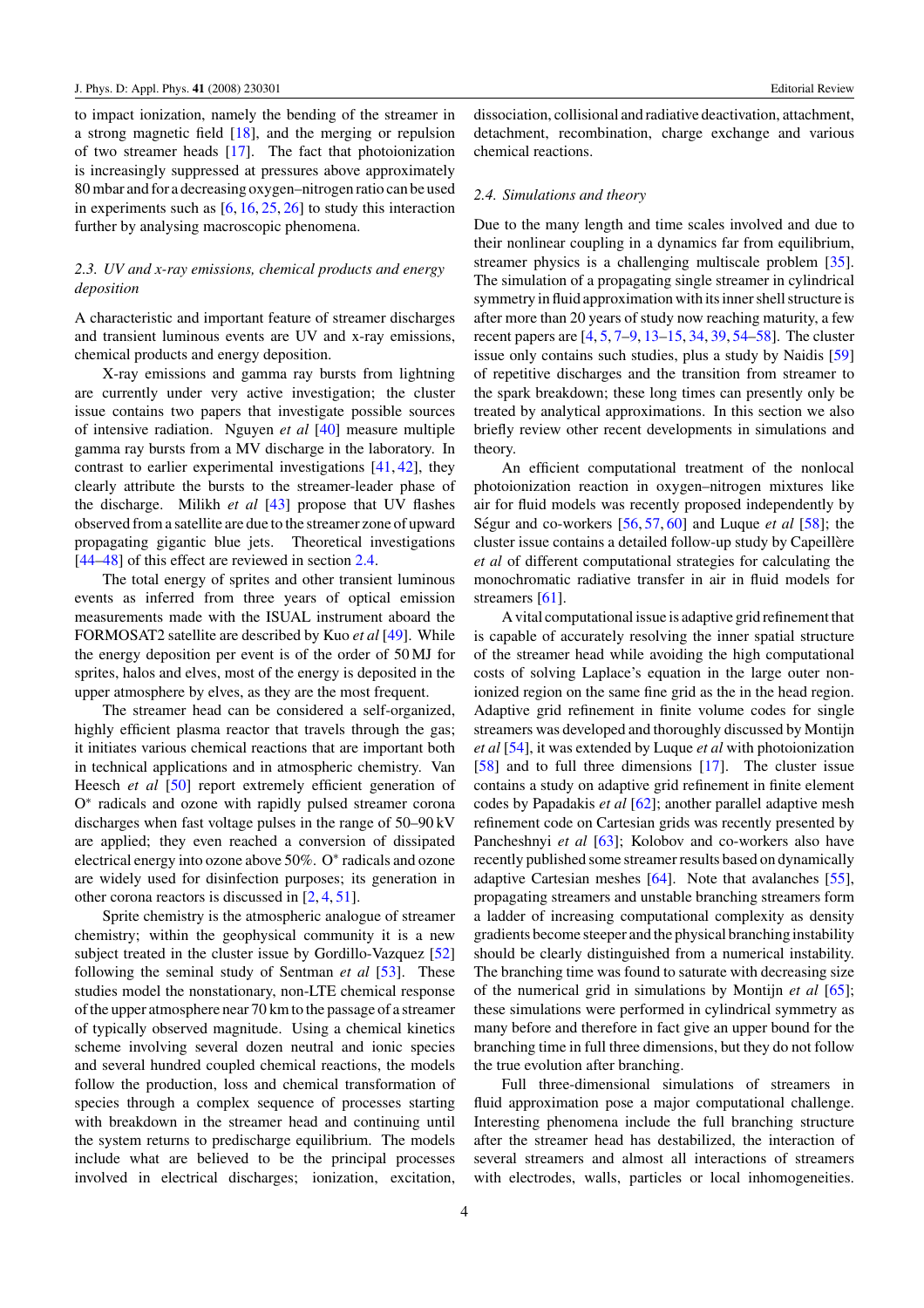to impact ionization, namely the bending of the streamer in a strong magnetic field [18], and the merging or repulsion of two streamer heads [17]. The fact that photoionization is increasingly suppressed at pressures above approximately 80 mbar and for a decreasing oxygen–nitrogen ratio can be used in experiments such as [6, 16, 25, 26] to study this interaction further by analysing macroscopic phenomena.

### 2.3. UV and x-ray emissions, chemical products and energy deposition

A characteristic and important feature of streamer discharges and transient luminous events are UV and x-ray emissions, chemical products and energy deposition.

X-ray emissions and gamma ray bursts from lightning are currently under very active investigation; the cluster issue contains two papers that investigate possible sources of intensive radiation. Nguyen *et al* [40] measure multiple gamma ray bursts from a MV discharge in the laboratory. In contrast to earlier experimental investigations [41, 42], they clearly attribute the bursts to the streamer-leader phase of the discharge. Milikh *et al* [43] propose that UV flashes observed from a satellite are due to the streamer zone of upward propagating gigantic blue jets. Theoretical investigations [44–48] of this effect are reviewed in section 2.4.

The total energy of sprites and other transient luminous events as inferred from three years of optical emission measurements made with the ISUAL instrument aboard the FORMOSAT2 satellite are described by Kuo *et al* [49]. While the energy deposition per event is of the order of 50 MJ for sprites, halos and elves, most of the energy is deposited in the upper atmosphere by elves, as they are the most frequent.

The streamer head can be considered a self-organized, highly efficient plasma reactor that travels through the gas; it initiates various chemical reactions that are important both in technical applications and in atmospheric chemistry. Van Heesch *et al* [50] report extremely efficient generation of $O^*$ radicals and ozone with rapidly pulsed streamer corona discharges when fast voltage pulses in the range of 50–90 kV are applied; they even reached a conversion of dissipated electrical energy into ozone above 50%. $O^*$ radicals and ozone are widely used for disinfection purposes; its generation in other corona reactors is discussed in [2, 4, 51].

Sprite chemistry is the atmospheric analogue of streamer chemistry; within the geophysical community it is a new subject treated in the cluster issue by Gordillo-Vazquez [52] following the seminal study of Sentman *et al* [53]. These studies model the nonstationary, non-LTE chemical response of the upper atmosphere near 70 km to the passage of a streamer of typically observed magnitude. Using a chemical kinetics scheme involving several dozen neutral and ionic species and several hundred coupled chemical reactions, the models follow the production, loss and chemical transformation of species through a complex sequence of processes starting with breakdown in the streamer head and continuing until the system returns to predischarge equilibrium. The models include what are believed to be the principal processes involved in electrical discharges; ionization, excitation, dissociation, collisional and radiative deactivation, attachment, detachment, recombination, charge exchange and various chemical reactions.

### 2.4. Simulations and theory

Due to the many length and time scales involved and due to their nonlinear coupling in a dynamics far from equilibrium, streamer physics is a challenging multiscale problem [35]. The simulation of a propagating single streamer in cylindrical symmetry in fluid approximation with its inner shell structure is after more than 20 years of study now reaching maturity, a few recent papers are [4, 5, 7–9, 13–15, 34, 39, 54–58]. The cluster issue only contains such studies, plus a study by Naidis [59] of repetitive discharges and the transition from streamer to the spark breakdown; these long times can presently only be treated by analytical approximations. In this section we also briefly review other recent developments in simulations and theory.

An efficient computational treatment of the nonlocal photoionization reaction in oxygen–nitrogen mixtures like air for fluid models was recently proposed independently by Ségur and co-workers [56, 57, 60] and Luque *et al* [58]; the cluster issue contains a detailed follow-up study by Capeillère *et al* of different computational strategies for calculating the monochromatic radiative transfer in air in fluid models for streamers [61].

A vital computational issue is adaptive grid refinement that is capable of accurately resolving the inner spatial structure of the streamer head while avoiding the high computational costs of solving Laplace's equation in the large outer non-ionized region on the same fine grid as the in the head region. Adaptive grid refinement in finite volume codes for single streamers was developed and thoroughly discussed by Montijn *et al* [54], it was extended by Luque *et al* with photoionization [58] and to full three dimensions [17]. The cluster issue contains a study on adaptive grid refinement in finite element codes by Papadakis *et al* [62]; another parallel adaptive mesh refinement code on Cartesian grids was recently presented by Pancheshnyi *et al* [63]; Kolobov and co-workers also have recently published some streamer results based on dynamically adaptive Cartesian meshes [64]. Note that avalanches [55], propagating streamers and unstable branching streamers form a ladder of increasing computational complexity as density gradients become steeper and the physical branching instability should be clearly distinguished from a numerical instability. The branching time was found to saturate with decreasing size of the numerical grid in simulations by Montijn *et al* [65]; these simulations were performed in cylindrical symmetry as many before and therefore in fact give an upper bound for the branching time in full three dimensions, but they do not follow the true evolution after branching.

Full three-dimensional simulations of streamers in fluid approximation pose a major computational challenge. Interesting phenomena include the full branching structure after the streamer head has destabilized, the interaction of several streamers and almost all interactions of streamers with electrodes, walls, particles or local inhomogeneities.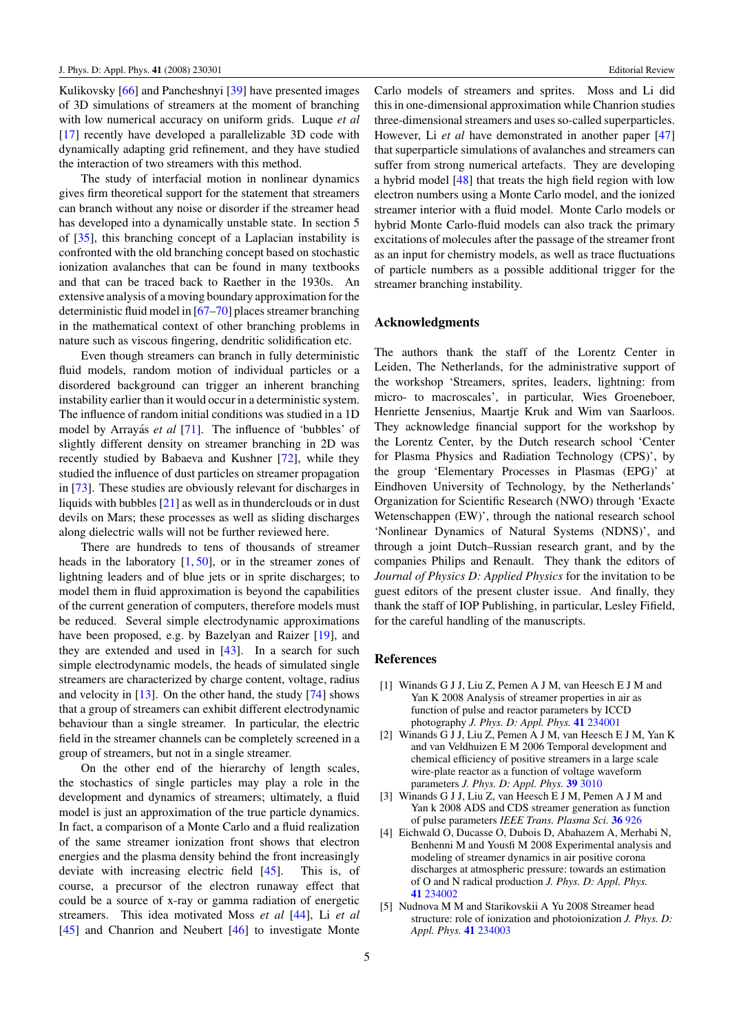Kulikovsky [66] and Pancheshnyi [39] have presented images of 3D simulations of streamers at the moment of branching with low numerical accuracy on uniform grids. Luque *et al* [17] recently have developed a parallelizable 3D code with dynamically adapting grid refinement, and they have studied the interaction of two streamers with this method.

The study of interfacial motion in nonlinear dynamics gives firm theoretical support for the statement that streamers can branch without any noise or disorder if the streamer head has developed into a dynamically unstable state. In section 5 of [35], this branching concept of a Laplacian instability is confronted with the old branching concept based on stochastic ionization avalanches that can be found in many textbooks and that can be traced back to Raether in the 1930s. An extensive analysis of a moving boundary approximation for the deterministic fluid model in [67–70] places streamer branching in the mathematical context of other branching problems in nature such as viscous fingering, dendritic solidification etc.

Even though streamers can branch in fully deterministic fluid models, random motion of individual particles or a disordered background can trigger an inherent branching instability earlier than it would occur in a deterministic system. The influence of random initial conditions was studied in a 1D model by Arrayás *et al* [71]. The influence of 'bubbles' of slightly different density on streamer branching in 2D was recently studied by Babaeva and Kushner [72], while they studied the influence of dust particles on streamer propagation in [73]. These studies are obviously relevant for discharges in liquids with bubbles [21] as well as in thunderclouds or in dust devils on Mars; these processes as well as sliding discharges along dielectric walls will not be further reviewed here.

There are hundreds to tens of thousands of streamer heads in the laboratory [1, 50], or in the streamer zones of lightning leaders and of blue jets or in sprite discharges; to model them in fluid approximation is beyond the capabilities of the current generation of computers, therefore models must be reduced. Several simple electrodynamic approximations have been proposed, e.g. by Bazelyan and Raizer [19], and they are extended and used in [43]. In a search for such simple electrodynamic models, the heads of simulated single streamers are characterized by charge content, voltage, radius and velocity in [13]. On the other hand, the study [74] shows that a group of streamers can exhibit different electrodynamic behaviour than a single streamer. In particular, the electric field in the streamer channels can be completely screened in a group of streamers, but not in a single streamer.

On the other end of the hierarchy of length scales, the stochastics of single particles may play a role in the development and dynamics of streamers; ultimately, a fluid model is just an approximation of the true particle dynamics. In fact, a comparison of a Monte Carlo and a fluid realization of the same streamer ionization front shows that electron energies and the plasma density behind the front increasingly deviate with increasing electric field [45]. This is, of course, a precursor of the electron runaway effect that could be a source of x-ray or gamma radiation of energetic streamers. This idea motivated Moss *et al* [44], Li *et al* [45] and Chanrion and Neubert [46] to investigate Monte Carlo models of streamers and sprites. Moss and Li did this in one-dimensional approximation while Chanrion studies three-dimensional streamers and uses so-called superparticles. However, Li *et al* have demonstrated in another paper [47] that superparticle simulations of avalanches and streamers can suffer from strong numerical artefacts. They are developing a hybrid model [48] that treats the high field region with low electron numbers using a Monte Carlo model, and the ionized streamer interior with a fluid model. Monte Carlo models or hybrid Monte Carlo-fluid models can also track the primary excitations of molecules after the passage of the streamer front as an input for chemistry models, as well as trace fluctuations of particle numbers as a possible additional trigger for the streamer branching instability.

## Acknowledgments

The authors thank the staff of the Lorentz Center in Leiden, The Netherlands, for the administrative support of the workshop 'Streamers, sprites, leaders, lightning: from micro- to macroscales', in particular, Wies Groeneboer, Henriette Jensenius, Maartje Kruk and Wim van Saarloos. They acknowledge financial support for the workshop by the Lorentz Center, by the Dutch research school 'Center for Plasma Physics and Radiation Technology (CPS)', by the group 'Elementary Processes in Plasmas (EPG)' at Eindhoven University of Technology, by the Netherlands' Organization for Scientific Research (NWO) through 'Exacte Wetenschappen (EW)', through the national research school 'Nonlinear Dynamics of Natural Systems (NDNS)', and through a joint Dutch–Russian research grant, and by the companies Philips and Renault. They thank the editors of *Journal of Physics D: Applied Physics* for the invitation to be guest editors of the present cluster issue. And finally, they thank the staff of IOP Publishing, in particular, Lesley Fifield, for the careful handling of the manuscripts.

## References

[1] Winands G J J, Liu Z, Pemen A J M, van Heesch E J M and Yan K 2008 Analysis of streamer properties in air as function of pulse and reactor parameters by ICCD photography *J. Phys. D: Appl. Phys.* **41** 234001

[2] Winands G J J, Liu Z, Pemen A J M, van Heesch E J M, Yan K and van Veldhuizen E M 2006 Temporal development and chemical efficiency of positive streamers in a large scale wire-plate reactor as a function of voltage waveform parameters *J. Phys. D: Appl. Phys.* **39** 3010

[3] Winands G J J, Liu Z, van Heesch E J M, Pemen A J M and Yan k 2008 ADS and CDS streamer generation as function of pulse parameters *IEEE Trans. Plasma Sci.* **36** 926

[4] Eichwald O, Ducasse O, Dubois D, Abahazem A, Merhabi N, Benhenni M and Yousfi M 2008 Experimental analysis and modeling of streamer dynamics in air positive corona discharges at atmospheric pressure: towards an estimation of O and N radical production *J. Phys. D: Appl. Phys.* **41** 234002

[5] Nudnova M M and Starikovskii A Yu 2008 Streamer head structure: role of ionization and photoionization *J. Phys. D: Appl. Phys.* **41** 234003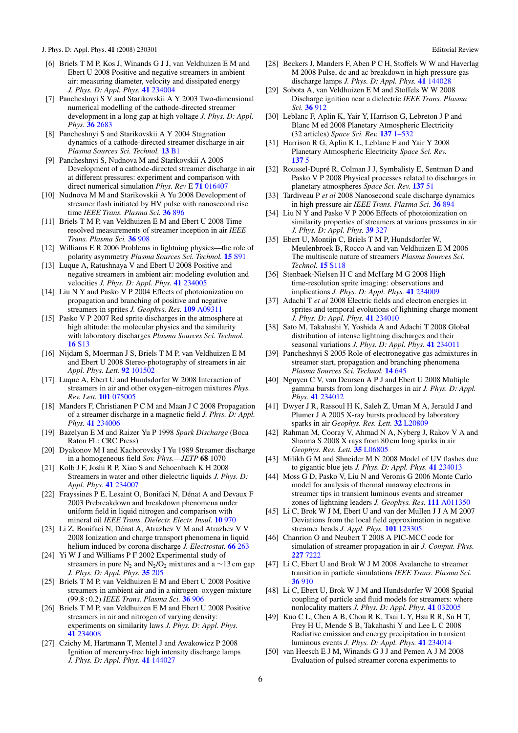[6] Briels T M P, Kos J, Winands G J J, van Veldhuizen E M and Ebert U 2008 Positive and negative streamers in ambient air: measuring diameter, velocity and dissipated energy *J. Phys. D: Appl. Phys.* **41** 234004

[7] Pancheshnyi S V and Starikovskii A Y 2003 Two-dimensional numerical modelling of the cathode-directed streamer development in a long gap at high voltage *J. Phys. D: Appl. Phys.* **36** 2683

[8] Pancheshnyi S and Starikovskii A Y 2004 Stagnation dynamics of a cathode-directed streamer discharge in air *Plasma Sources Sci. Technol.* **13** B1

[9] Pancheshnyi S, Nudnova M and Starikovskii A 2005 Development of a cathode-directed streamer discharge in air at different pressures: experiment and comparison with direct numerical simulation *Phys. Rev* E **71** 016407

[10] Nudnova M M and Starikovskii A Yu 2008 Development of streamer flash initiated by HV pulse with nanosecond rise time *IEEE Trans. Plasma Sci.* **36** 896

[11] Briels T M P, van Veldhuizen E M and Ebert U 2008 Time resolved measurements of streamer inception in air *IEEE Trans. Plasma Sci.* **36** 908

[12] Williams E R 2006 Problems in lightning physics—the role of polarity asymmetry *Plasma Sources Sci. Technol.* **15** S91

[13] Luque A, Ratushnaya V and Ebert U 2008 Positive and negative streamers in ambient air: modeling evolution and velocities *J. Phys. D: Appl. Phys.* **41** 234005

[14] Liu N Y and Pasko V P 2004 Effects of photoionization on propagation and branching of positive and negative streamers in sprites *J. Geophys. Res.* **109** A09311

[15] Pasko V P 2007 Red sprite discharges in the atmosphere at high altitude: the molecular physics and the similarity with laboratory discharges *Plasma Sources Sci. Technol.* **16** S13

[16] Nijdam S, Moerman J S, Briels T M P, van Veldhuizen E M and Ebert U 2008 Stereo-photography of streamers in air *Appl. Phys. Lett.* **92** 101502

[17] Luque A, Ebert U and Hundsdorfer W 2008 Interaction of streamers in air and other oxygen–nitrogen mixtures *Phys. Rev. Lett.* **101** 075005

[18] Manders F, Christianen P C M and Maan J C 2008 Propagation of a streamer discharge in a magnetic field *J. Phys. D: Appl. Phys.* **41** 234006

[19] Bazelyan E M and Raizer Yu P 1998 *Spark Discharge* (Boca Raton FL: CRC Press)

[20] Dyakonov M I and Kachorovsky I Yu 1989 Streamer discharge in a homogeneous field *Sov. Phys.—JETP* **68** 1070

[21] Kolb J F, Joshi R P, Xiao S and Schoenbach K H 2008 Streamers in water and other dielectric liquids *J. Phys. D: Appl. Phys.* **41** 234007

[22] Frayssines P E, Lesaint O, Bonifaci N, Dénat A and Devaux F 2003 Prebreakdown and breakdown phenomena under uniform field in liquid nitrogen and comparison with mineral oil *IEEE Trans. Dielectr. Electr. Insul.* **10** 970

[23] Li Z, Bonifaci N, Dénat A, Atrazhev V M and Atrazhev V V 2008 Ionization and charge transport phenomena in liquid helium induced by corona discharge *J. Electrostat.* **66** 263

[24] Yi W J and Williams P F 2002 Experimental study of streamers in pure $N_2$ and $N_2/O_2$ mixtures and a ~13 cm gap *J. Phys. D: Appl. Phys.* **35** 205

[25] Briels T M P, van Veldhuizen E M and Ebert U 2008 Positive streamers in ambient air and in a nitrogen–oxygen-mixture (99.8 : 0.2) *IEEE Trans. Plasma Sci.* **36** 906

[26] Briels T M P, van Veldhuizen E M and Ebert U 2008 Positive streamers in air and nitrogen of varying density: experiments on similarity laws *J. Phys. D: Appl. Phys.* **41** 234008

[27] Czichy M, Hartmann T, Mentel J and Awakowicz P 2008 Ignition of mercury-free high intensity discharge lamps *J. Phys. D: Appl. Phys.* **41** 144027

[28] Beckers J, Manders F, Aben P C H, Stoffels W W and Haverlag M 2008 Pulse, dc and ac breakdown in high pressure gas discharge lamps *J. Phys. D: Appl. Phys.* **41** 144028

[29] Sobota A, van Veldhuizen E M and Stoffels W W 2008 Discharge ignition near a dielectric *IEEE Trans. Plasma Sci.* **36** 912

[30] Leblanc F, Aplin K, Yair Y, Harrison G, Lebreton J P and Blanc M ed 2008 Planetary Atmospheric Electricity (32 articles) *Space Sci. Rev.* **137** 1–532

[31] Harrison R G, Aplin K L, Leblanc F and Yair Y 2008 Planetary Atmospheric Electricity *Space Sci. Rev.* **137** 5

[32] Roussel-Dupré R, Colman J J, Symbalisty E, Sentman D and Pasko V P 2008 Physical processes related to discharges in planetary atmospheres *Space Sci. Rev.* **137** 51

[33] Tardiveau P *et al* 2008 Nanosecond scale discharge dynamics in high pressure air *IEEE Trans. Plasma Sci.* **36** 894

[34] Liu N Y and Pasko V P 2006 Effects of photoionization on similarity properties of streamers at various pressures in air *J. Phys. D: Appl. Phys.* **39** 327

[35] Ebert U, Montijn C, Briels T M P, Hundsdorfer W, Meulenbroek B, Rocco A and van Veldhuizen E M 2006 The multiscale nature of streamers *Plasma Sources Sci. Technol.* **15** S118

[36] Stenbaek-Nielsen H C and McHarg M G 2008 High time-resolution sprite imaging: observations and implications *J. Phys. D: Appl. Phys.* **41** 234009

[37] Adachi T *et al* 2008 Electric fields and electron energies in sprites and temporal evolutions of lightning charge moment *J. Phys. D: Appl. Phys.* **41** 234010

[38] Sato M, Takahashi Y, Yoshida A and Adachi T 2008 Global distribution of intense lightning discharges and their seasonal variations *J. Phys. D: Appl. Phys.* **41** 234011

[39] Pancheshnyi S 2005 Role of electronegative gas admixtures in streamer start, propagation and branching phenomena *Plasma Sources Sci. Technol.* **14** 645

[40] Nguyen C V, van Deursen A P J and Ebert U 2008 Multiple gamma bursts from long discharges in air *J. Phys. D: Appl. Phys.* **41** 234012

[41] Dwyer J R, Rassoul H K, Saleh Z, Uman M A, Jerauld J and Plumer J A 2005 X-ray bursts produced by laboratory sparks in air *Geophys. Res. Lett.* **32** L20809

[42] Rahman M, Cooray V, Ahmad N A, Nyberg J, Rakov V A and Sharma S 2008 X rays from 80 cm long sparks in air *Geophys. Res. Lett.* **35** L06805

[43] Milikh G M and Shneider M N 2008 Model of UV flashes due to gigantic blue jets *J. Phys. D: Appl. Phys.* **41** 234013

[44] Moss G D, Pasko V, Liu N and Veronis G 2006 Monte Carlo model for analysis of thermal runaway electrons in streamer tips in transient luminous events and streamer zones of lightning leaders *J. Geophys. Res.* **111** A011350

[45] Li C, Brok W J M, Ebert U and van der Mullen J J A M 2007 Deviations from the local field approximation in negative streamer heads *J. Appl. Phys.* **101** 123305

[46] Chanrion O and Neubert T 2008 A PIC-MCC code for simulation of streamer propagation in air *J. Comput. Phys.* **227** 7222

[47] Li C, Ebert U and Brok W J M 2008 Avalanche to streamer transition in particle simulations *IEEE Trans. Plasma Sci.* **36** 910

[48] Li C, Ebert U, Brok W J M and Hundsdorfer W 2008 Spatial coupling of particle and fluid models for streamers: where nonlocality matters *J. Phys. D: Appl. Phys.* **41** 032005

[49] Kuo C L, Chen A B, Chou R K, Tsai L Y, Hsu R R, Su H T, Frey H U, Mende S B, Takahashi Y and Lee L C 2008 Radiative emission and energy precipitation in transient luminous events *J. Phys. D: Appl. Phys.* **41** 234014

[50] van Heesch E J M, Winands G J J and Pemen A J M 2008 Evaluation of pulsed streamer corona experiments to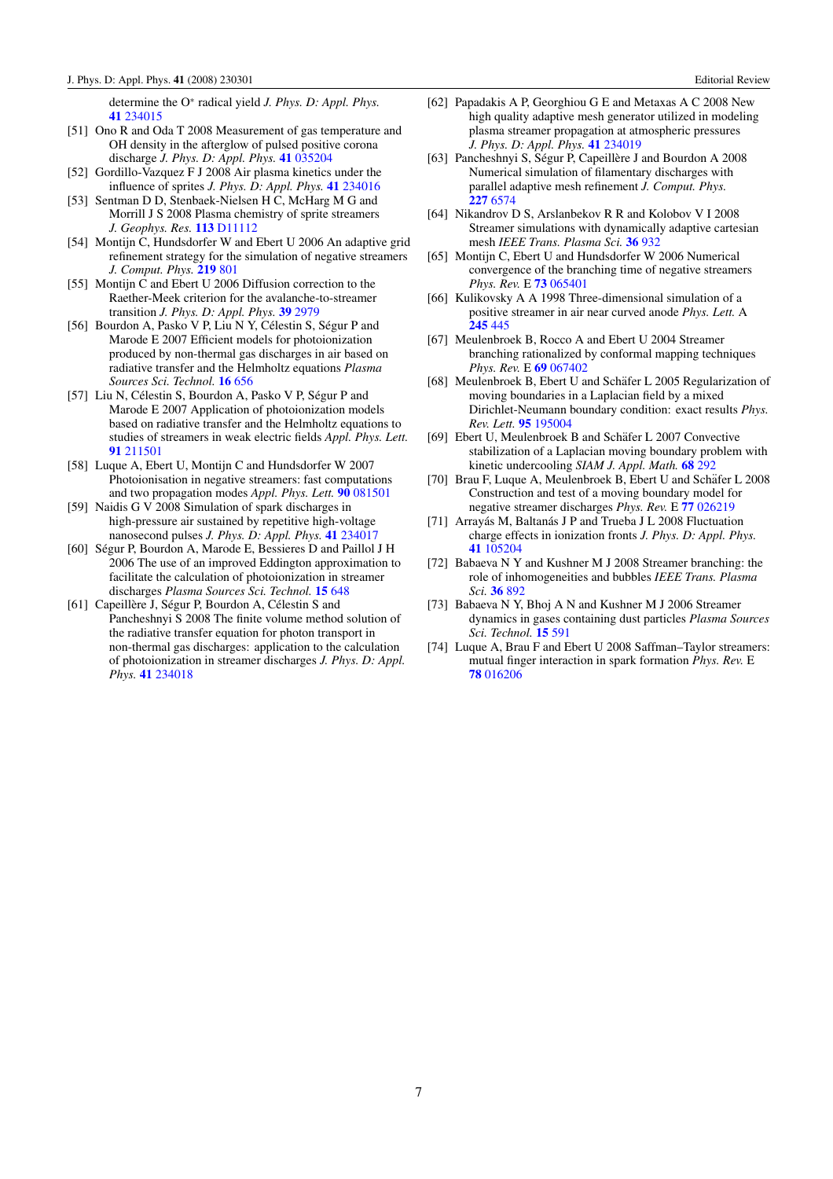determine the O* radical yield *J. Phys. D: Appl. Phys.* **41** 234015

[51] Ono R and Oda T 2008 Measurement of gas temperature and OH density in the afterglow of pulsed positive corona discharge *J. Phys. D: Appl. Phys.* **41** 035204

[52] Gordillo-Vazquez F J 2008 Air plasma kinetics under the influence of sprites *J. Phys. D: Appl. Phys.* **41** 234016

[53] Sentman D D, Stenbaek-Nielsen H C, McHarg M G and Morrill J S 2008 Plasma chemistry of sprite streamers *J. Geophys. Res.* **113** D11112

[54] Montijn C, Hundsdorfer W and Ebert U 2006 An adaptive grid refinement strategy for the simulation of negative streamers *J. Comput. Phys.* **219** 801

[55] Montijn C and Ebert U 2006 Diffusion correction to the Raether-Meek criterion for the avalanche-to-streamer transition *J. Phys. D: Appl. Phys.* **39** 2979

[56] Bourdon A, Pasko V P, Liu N Y, Célestin S, Ségur P and Marode E 2007 Efficient models for photoionization produced by non-thermal gas discharges in air based on radiative transfer and the Helmholtz equations *Plasma Sources Sci. Technol.* **16** 656

[57] Liu N, Célestin S, Bourdon A, Pasko V P, Ségur P and Marode E 2007 Application of photoionization models based on radiative transfer and the Helmholtz equations to studies of streamers in weak electric fields *Appl. Phys. Lett.* **91** 211501

[58] Luque A, Ebert U, Montijn C and Hundsdorfer W 2007 Photoionisation in negative streamers: fast computations and two propagation modes *Appl. Phys. Lett.* **90** 081501

[59] Naidis G V 2008 Simulation of spark discharges in high-pressure air sustained by repetitive high-voltage nanosecond pulses *J. Phys. D: Appl. Phys.* **41** 234017

[60] Ségur P, Bourdon A, Marode E, Bessieres D and Paillol J H 2006 The use of an improved Eddington approximation to facilitate the calculation of photoionization in streamer discharges *Plasma Sources Sci. Technol.* **15** 648

[61] Capeillère J, Ségur P, Bourdon A, Célestin S and Pancheshnyi S 2008 The finite volume method solution of the radiative transfer equation for photon transport in non-thermal gas discharges: application to the calculation of photoionization in streamer discharges *J. Phys. D: Appl. Phys.* **41** 234018

[62] Papadakis A P, Georghiou G E and Metaxas A C 2008 New high quality adaptive mesh generator utilized in modeling plasma streamer propagation at atmospheric pressures *J. Phys. D: Appl. Phys.* **41** 234019

[63] Pancheshnyi S, Ségur P, Capeillère J and Bourdon A 2008 Numerical simulation of filamentary discharges with parallel adaptive mesh refinement *J. Comput. Phys.* **227** 6574

[64] Nikandrov D S, Arslanbekov R R and Kolobov V I 2008 Streamer simulations with dynamically adaptive cartesian mesh *IEEE Trans. Plasma Sci.* **36** 932

[65] Montijn C, Ebert U and Hundsdorfer W 2006 Numerical convergence of the branching time of negative streamers *Phys. Rev.* E **73** 065401

[66] Kulikovsky A A 1998 Three-dimensional simulation of a positive streamer in air near curved anode *Phys. Lett.* A **245** 445

[67] Meulenbroek B, Rocco A and Ebert U 2004 Streamer branching rationalized by conformal mapping techniques *Phys. Rev.* E **69** 067402

[68] Meulenbroek B, Ebert U and Schäfer L 2005 Regularization of moving boundaries in a Laplacian field by a mixed Dirichlet-Neumann boundary condition: exact results *Phys. Rev. Lett.* **95** 195004

[69] Ebert U, Meulenbroek B and Schäfer L 2007 Convective stabilization of a Laplacian moving boundary problem with kinetic undercooling *SIAM J. Appl. Math.* **68** 292

[70] Brau F, Luque A, Meulenbroek B, Ebert U and Schäfer L 2008 Construction and test of a moving boundary model for negative streamer discharges *Phys. Rev.* E **77** 026219

[71] Arrayás M, Baltanás J P and Trueba J L 2008 Fluctuation charge effects in ionization fronts *J. Phys. D: Appl. Phys.* **41** 105204

[72] Babaeva N Y and Kushner M J 2008 Streamer branching: the role of inhomogeneities and bubbles *IEEE Trans. Plasma Sci.* **36** 892

[73] Babaeva N Y, Bhoj A N and Kushner M J 2006 Streamer dynamics in gases containing dust particles *Plasma Sources Sci. Technol.* **15** 591

[74] Luque A, Brau F and Ebert U 2008 Saffman–Taylor streamers: mutual finger interaction in spark formation *Phys. Rev.* E **78** 016206